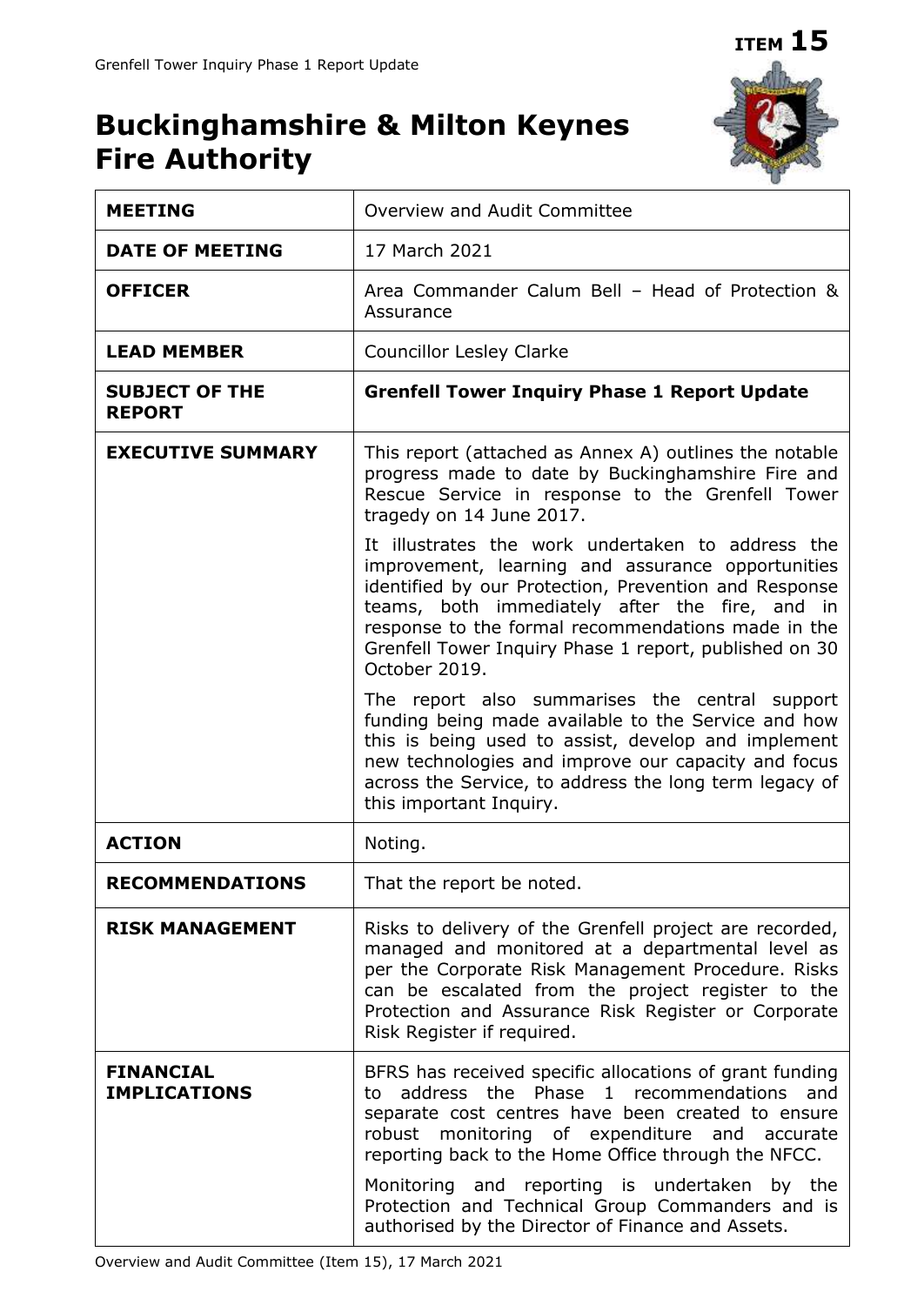ITEM 15

# Buckinghamshire & Milton Keynes Fire Authority

| | |
|---|---|
| **MEETING** | Overview and Audit Committee |
| **DATE OF MEETING** | 17 March 2021 |
| **OFFICER** | Area Commander Calum Bell – Head of Protection & Assurance |
| **LEAD MEMBER** | Councillor Lesley Clarke |
| **SUBJECT OF THE REPORT** | **Grenfell Tower Inquiry Phase 1 Report Update** |
| **EXECUTIVE SUMMARY** | This report (attached as Annex A) outlines the notable progress made to date by Buckinghamshire Fire and Rescue Service in response to the Grenfell Tower tragedy on 14 June 2017.<br><br>It illustrates the work undertaken to address the improvement, learning and assurance opportunities identified by our Protection, Prevention and Response teams, both immediately after the fire, and in response to the formal recommendations made in the Grenfell Tower Inquiry Phase 1 report, published on 30 October 2019.<br><br>The report also summarises the central support funding being made available to the Service and how this is being used to assist, develop and implement new technologies and improve our capacity and focus across the Service, to address the long term legacy of this important Inquiry. |
| **ACTION** | Noting. |
| **RECOMMENDATIONS** | That the report be noted. |
| **RISK MANAGEMENT** | Risks to delivery of the Grenfell project are recorded, managed and monitored at a departmental level as per the Corporate Risk Management Procedure. Risks can be escalated from the project register to the Protection and Assurance Risk Register or Corporate Risk Register if required. |
| **FINANCIAL IMPLICATIONS** | BFRS has received specific allocations of grant funding to address the Phase 1 recommendations and separate cost centres have been created to ensure robust monitoring of expenditure and accurate reporting back to the Home Office through the NFCC.<br><br>Monitoring and reporting is undertaken by the Protection and Technical Group Commanders and is authorised by the Director of Finance and Assets. |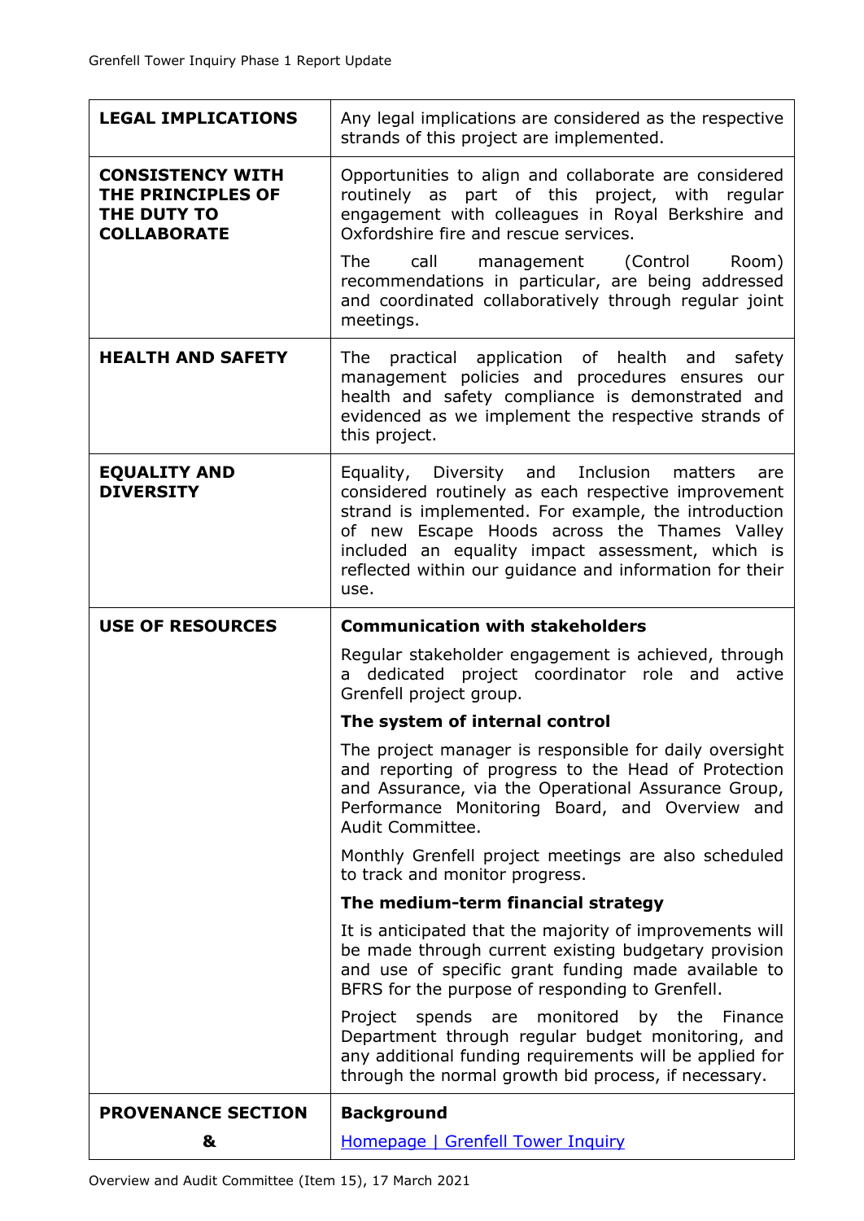| | |
|---|---|
| **LEGAL IMPLICATIONS** | Any legal implications are considered as the respective strands of this project are implemented. |
| **CONSISTENCY WITH THE PRINCIPLES OF THE DUTY TO COLLABORATE** | Opportunities to align and collaborate are considered routinely as part of this project, with regular engagement with colleagues in Royal Berkshire and Oxfordshire fire and rescue services.<br><br>The call management (Control Room) recommendations in particular, are being addressed and coordinated collaboratively through regular joint meetings. |
| **HEALTH AND SAFETY** | The practical application of health and safety management policies and procedures ensures our health and safety compliance is demonstrated and evidenced as we implement the respective strands of this project. |
| **EQUALITY AND DIVERSITY** | Equality, Diversity and Inclusion matters are considered routinely as each respective improvement strand is implemented. For example, the introduction of new Escape Hoods across the Thames Valley included an equality impact assessment, which is reflected within our guidance and information for their use. |
| **USE OF RESOURCES** | **Communication with stakeholders**<br><br>Regular stakeholder engagement is achieved, through a dedicated project coordinator role and active Grenfell project group.<br><br>**The system of internal control**<br><br>The project manager is responsible for daily oversight and reporting of progress to the Head of Protection and Assurance, via the Operational Assurance Group, Performance Monitoring Board, and Overview and Audit Committee.<br><br>Monthly Grenfell project meetings are also scheduled to track and monitor progress.<br><br>**The medium-term financial strategy**<br><br>It is anticipated that the majority of improvements will be made through current existing budgetary provision and use of specific grant funding made available to BFRS for the purpose of responding to Grenfell.<br><br>Project spends are monitored by the Finance Department through regular budget monitoring, and any additional funding requirements will be applied for through the normal growth bid process, if necessary. |
| **PROVENANCE SECTION &** | **Background**<br><br>[Homepage \| Grenfell Tower Inquiry] |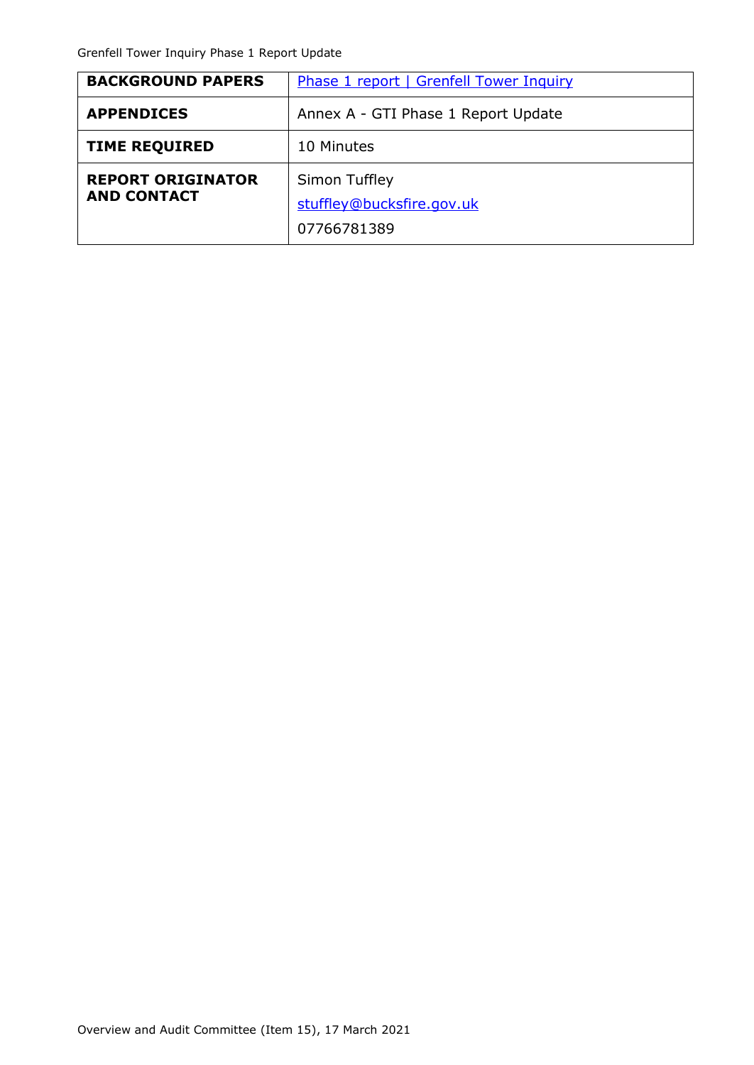| | |
|---|---|
| **BACKGROUND PAPERS** | [Phase 1 report \| Grenfell Tower Inquiry]() |
| **APPENDICES** | Annex A - GTI Phase 1 Report Update |
| **TIME REQUIRED** | 10 Minutes |
| **REPORT ORIGINATOR AND CONTACT** | Simon Tuffley<br>stuffley@bucksfire.gov.uk<br>07766781389 |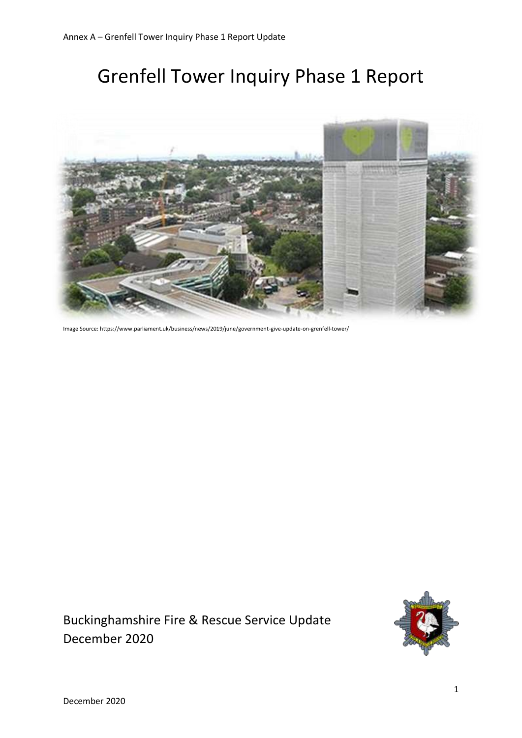# Grenfell Tower Inquiry Phase 1 Report

Image Source: https://www.parliament.uk/business/news/2019/june/government-give-update-on-grenfell-tower/

Buckinghamshire Fire & Rescue Service Update
December 2020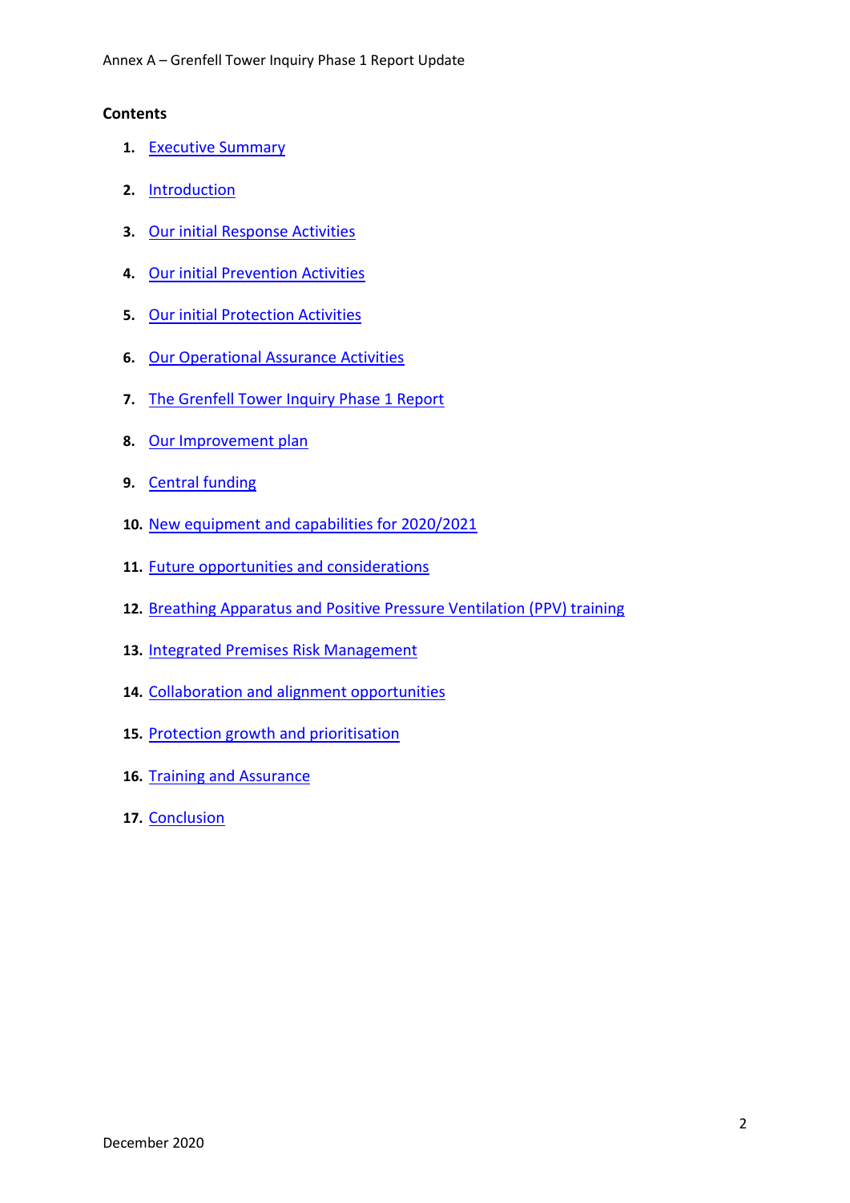**Contents**

1. Executive Summary
2. Introduction
3. Our initial Response Activities
4. Our initial Prevention Activities
5. Our initial Protection Activities
6. Our Operational Assurance Activities
7. The Grenfell Tower Inquiry Phase 1 Report
8. Our Improvement plan
9. Central funding
10. New equipment and capabilities for 2020/2021
11. Future opportunities and considerations
12. Breathing Apparatus and Positive Pressure Ventilation (PPV) training
13. Integrated Premises Risk Management
14. Collaboration and alignment opportunities
15. Protection growth and prioritisation
16. Training and Assurance
17. Conclusion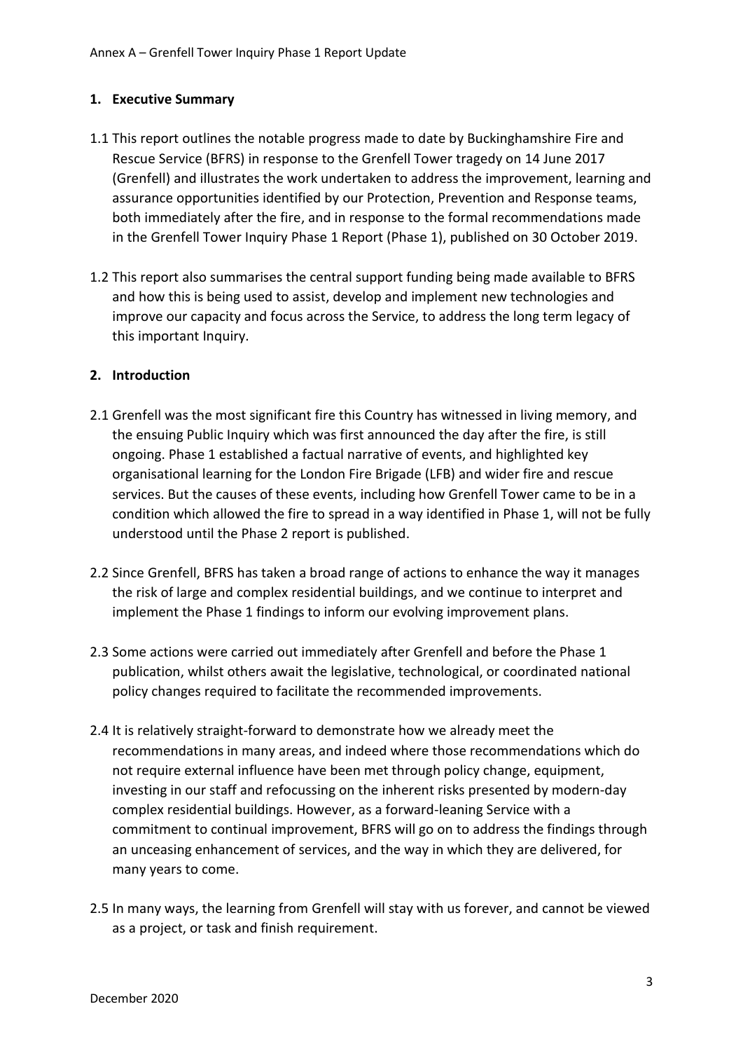## 1. Executive Summary

1.1 This report outlines the notable progress made to date by Buckinghamshire Fire and Rescue Service (BFRS) in response to the Grenfell Tower tragedy on 14 June 2017 (Grenfell) and illustrates the work undertaken to address the improvement, learning and assurance opportunities identified by our Protection, Prevention and Response teams, both immediately after the fire, and in response to the formal recommendations made in the Grenfell Tower Inquiry Phase 1 Report (Phase 1), published on 30 October 2019.

1.2 This report also summarises the central support funding being made available to BFRS and how this is being used to assist, develop and implement new technologies and improve our capacity and focus across the Service, to address the long term legacy of this important Inquiry.

## 2. Introduction

2.1 Grenfell was the most significant fire this Country has witnessed in living memory, and the ensuing Public Inquiry which was first announced the day after the fire, is still ongoing. Phase 1 established a factual narrative of events, and highlighted key organisational learning for the London Fire Brigade (LFB) and wider fire and rescue services. But the causes of these events, including how Grenfell Tower came to be in a condition which allowed the fire to spread in a way identified in Phase 1, will not be fully understood until the Phase 2 report is published.

2.2 Since Grenfell, BFRS has taken a broad range of actions to enhance the way it manages the risk of large and complex residential buildings, and we continue to interpret and implement the Phase 1 findings to inform our evolving improvement plans.

2.3 Some actions were carried out immediately after Grenfell and before the Phase 1 publication, whilst others await the legislative, technological, or coordinated national policy changes required to facilitate the recommended improvements.

2.4 It is relatively straight-forward to demonstrate how we already meet the recommendations in many areas, and indeed where those recommendations which do not require external influence have been met through policy change, equipment, investing in our staff and refocussing on the inherent risks presented by modern-day complex residential buildings. However, as a forward-leaning Service with a commitment to continual improvement, BFRS will go on to address the findings through an unceasing enhancement of services, and the way in which they are delivered, for many years to come.

2.5 In many ways, the learning from Grenfell will stay with us forever, and cannot be viewed as a project, or task and finish requirement.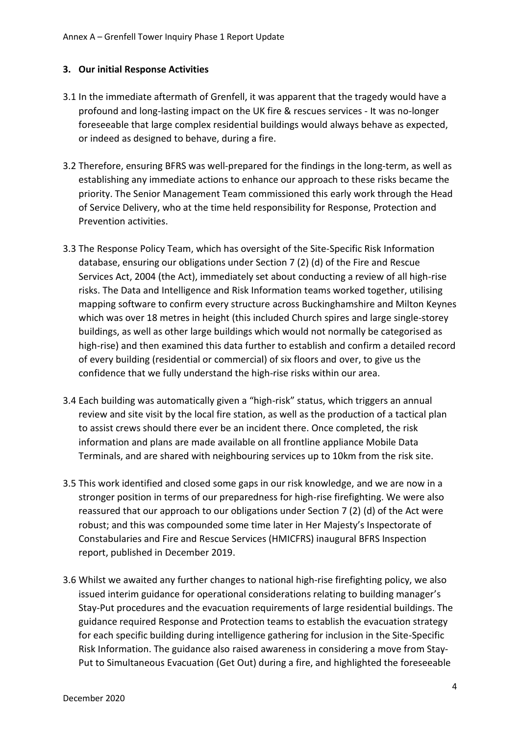## 3. Our initial Response Activities

3.1 In the immediate aftermath of Grenfell, it was apparent that the tragedy would have a profound and long-lasting impact on the UK fire & rescues services - It was no-longer foreseeable that large complex residential buildings would always behave as expected, or indeed as designed to behave, during a fire.

3.2 Therefore, ensuring BFRS was well-prepared for the findings in the long-term, as well as establishing any immediate actions to enhance our approach to these risks became the priority. The Senior Management Team commissioned this early work through the Head of Service Delivery, who at the time held responsibility for Response, Protection and Prevention activities.

3.3 The Response Policy Team, which has oversight of the Site-Specific Risk Information database, ensuring our obligations under Section 7 (2) (d) of the Fire and Rescue Services Act, 2004 (the Act), immediately set about conducting a review of all high-rise risks. The Data and Intelligence and Risk Information teams worked together, utilising mapping software to confirm every structure across Buckinghamshire and Milton Keynes which was over 18 metres in height (this included Church spires and large single-storey buildings, as well as other large buildings which would not normally be categorised as high-rise) and then examined this data further to establish and confirm a detailed record of every building (residential or commercial) of six floors and over, to give us the confidence that we fully understand the high-rise risks within our area.

3.4 Each building was automatically given a "high-risk" status, which triggers an annual review and site visit by the local fire station, as well as the production of a tactical plan to assist crews should there ever be an incident there. Once completed, the risk information and plans are made available on all frontline appliance Mobile Data Terminals, and are shared with neighbouring services up to 10km from the risk site.

3.5 This work identified and closed some gaps in our risk knowledge, and we are now in a stronger position in terms of our preparedness for high-rise firefighting. We were also reassured that our approach to our obligations under Section 7 (2) (d) of the Act were robust; and this was compounded some time later in Her Majesty's Inspectorate of Constabularies and Fire and Rescue Services (HMICFRS) inaugural BFRS Inspection report, published in December 2019.

3.6 Whilst we awaited any further changes to national high-rise firefighting policy, we also issued interim guidance for operational considerations relating to building manager's Stay-Put procedures and the evacuation requirements of large residential buildings. The guidance required Response and Protection teams to establish the evacuation strategy for each specific building during intelligence gathering for inclusion in the Site-Specific Risk Information. The guidance also raised awareness in considering a move from Stay-Put to Simultaneous Evacuation (Get Out) during a fire, and highlighted the foreseeable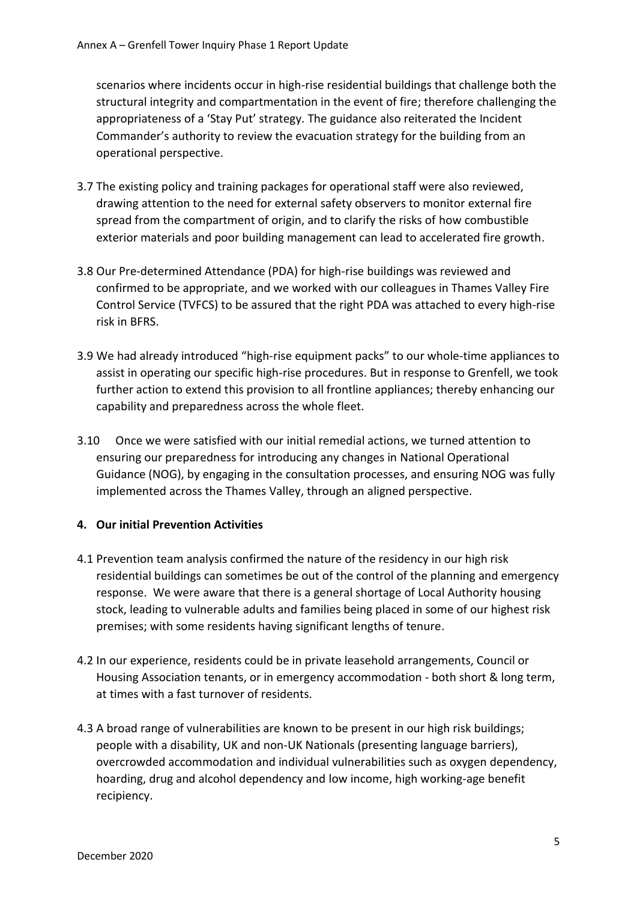scenarios where incidents occur in high-rise residential buildings that challenge both the structural integrity and compartmentation in the event of fire; therefore challenging the appropriateness of a 'Stay Put' strategy. The guidance also reiterated the Incident Commander's authority to review the evacuation strategy for the building from an operational perspective.

3.7 The existing policy and training packages for operational staff were also reviewed, drawing attention to the need for external safety observers to monitor external fire spread from the compartment of origin, and to clarify the risks of how combustible exterior materials and poor building management can lead to accelerated fire growth.

3.8 Our Pre-determined Attendance (PDA) for high-rise buildings was reviewed and confirmed to be appropriate, and we worked with our colleagues in Thames Valley Fire Control Service (TVFCS) to be assured that the right PDA was attached to every high-rise risk in BFRS.

3.9 We had already introduced "high-rise equipment packs" to our whole-time appliances to assist in operating our specific high-rise procedures. But in response to Grenfell, we took further action to extend this provision to all frontline appliances; thereby enhancing our capability and preparedness across the whole fleet.

3.10 Once we were satisfied with our initial remedial actions, we turned attention to ensuring our preparedness for introducing any changes in National Operational Guidance (NOG), by engaging in the consultation processes, and ensuring NOG was fully implemented across the Thames Valley, through an aligned perspective.

## 4. Our initial Prevention Activities

4.1 Prevention team analysis confirmed the nature of the residency in our high risk residential buildings can sometimes be out of the control of the planning and emergency response. We were aware that there is a general shortage of Local Authority housing stock, leading to vulnerable adults and families being placed in some of our highest risk premises; with some residents having significant lengths of tenure.

4.2 In our experience, residents could be in private leasehold arrangements, Council or Housing Association tenants, or in emergency accommodation - both short & long term, at times with a fast turnover of residents.

4.3 A broad range of vulnerabilities are known to be present in our high risk buildings; people with a disability, UK and non-UK Nationals (presenting language barriers), overcrowded accommodation and individual vulnerabilities such as oxygen dependency, hoarding, drug and alcohol dependency and low income, high working-age benefit recipiency.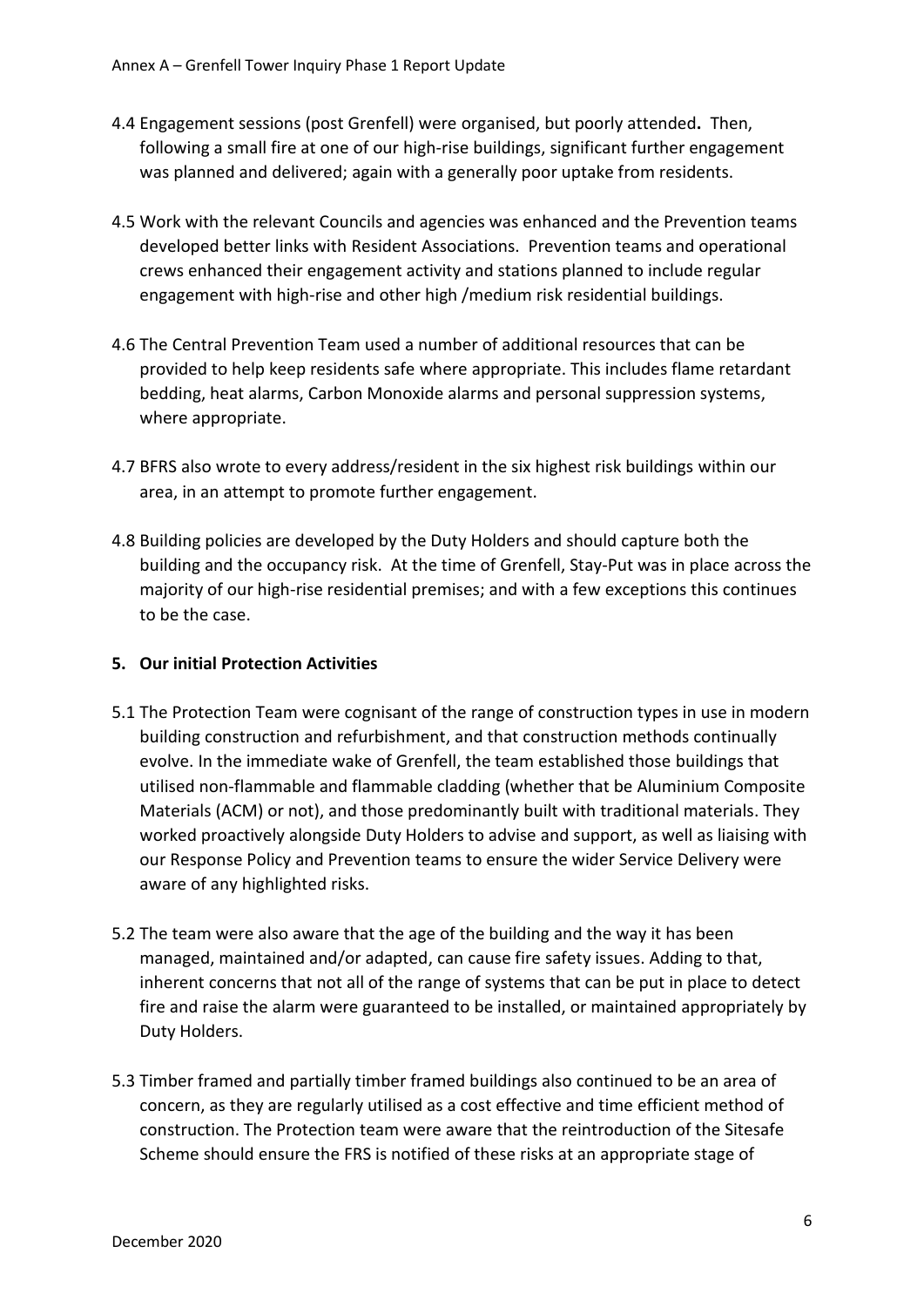4.4 Engagement sessions (post Grenfell) were organised, but poorly attended**.** Then, following a small fire at one of our high-rise buildings, significant further engagement was planned and delivered; again with a generally poor uptake from residents.

4.5 Work with the relevant Councils and agencies was enhanced and the Prevention teams developed better links with Resident Associations. Prevention teams and operational crews enhanced their engagement activity and stations planned to include regular engagement with high-rise and other high /medium risk residential buildings.

4.6 The Central Prevention Team used a number of additional resources that can be provided to help keep residents safe where appropriate. This includes flame retardant bedding, heat alarms, Carbon Monoxide alarms and personal suppression systems, where appropriate.

4.7 BFRS also wrote to every address/resident in the six highest risk buildings within our area, in an attempt to promote further engagement.

4.8 Building policies are developed by the Duty Holders and should capture both the building and the occupancy risk. At the time of Grenfell, Stay-Put was in place across the majority of our high-rise residential premises; and with a few exceptions this continues to be the case.

## 5. Our initial Protection Activities

5.1 The Protection Team were cognisant of the range of construction types in use in modern building construction and refurbishment, and that construction methods continually evolve. In the immediate wake of Grenfell, the team established those buildings that utilised non-flammable and flammable cladding (whether that be Aluminium Composite Materials (ACM) or not), and those predominantly built with traditional materials. They worked proactively alongside Duty Holders to advise and support, as well as liaising with our Response Policy and Prevention teams to ensure the wider Service Delivery were aware of any highlighted risks.

5.2 The team were also aware that the age of the building and the way it has been managed, maintained and/or adapted, can cause fire safety issues. Adding to that, inherent concerns that not all of the range of systems that can be put in place to detect fire and raise the alarm were guaranteed to be installed, or maintained appropriately by Duty Holders.

5.3 Timber framed and partially timber framed buildings also continued to be an area of concern, as they are regularly utilised as a cost effective and time efficient method of construction. The Protection team were aware that the reintroduction of the Sitesafe Scheme should ensure the FRS is notified of these risks at an appropriate stage of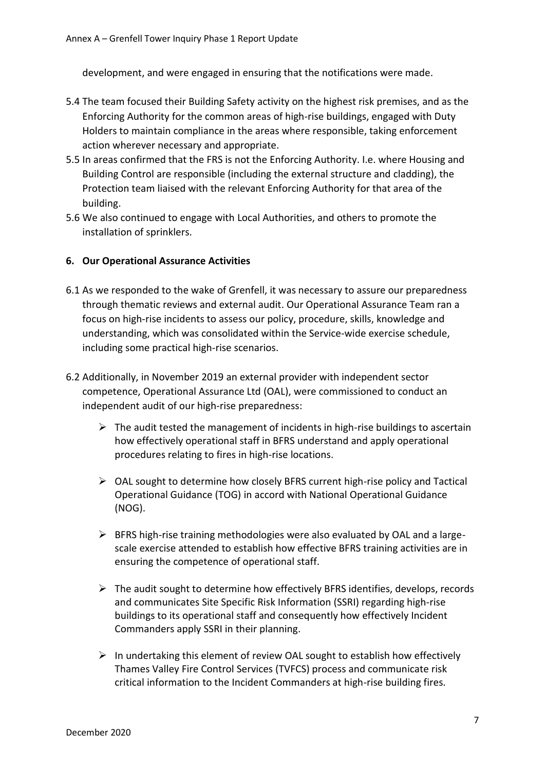development, and were engaged in ensuring that the notifications were made.

5.4 The team focused their Building Safety activity on the highest risk premises, and as the Enforcing Authority for the common areas of high-rise buildings, engaged with Duty Holders to maintain compliance in the areas where responsible, taking enforcement action wherever necessary and appropriate.

5.5 In areas confirmed that the FRS is not the Enforcing Authority. I.e. where Housing and Building Control are responsible (including the external structure and cladding), the Protection team liaised with the relevant Enforcing Authority for that area of the building.

5.6 We also continued to engage with Local Authorities, and others to promote the installation of sprinklers.

## 6. Our Operational Assurance Activities

6.1 As we responded to the wake of Grenfell, it was necessary to assure our preparedness through thematic reviews and external audit. Our Operational Assurance Team ran a focus on high-rise incidents to assess our policy, procedure, skills, knowledge and understanding, which was consolidated within the Service-wide exercise schedule, including some practical high-rise scenarios.

6.2 Additionally, in November 2019 an external provider with independent sector competence, Operational Assurance Ltd (OAL), were commissioned to conduct an independent audit of our high-rise preparedness:

- The audit tested the management of incidents in high-rise buildings to ascertain how effectively operational staff in BFRS understand and apply operational procedures relating to fires in high-rise locations.
- OAL sought to determine how closely BFRS current high-rise policy and Tactical Operational Guidance (TOG) in accord with National Operational Guidance (NOG).
- BFRS high-rise training methodologies were also evaluated by OAL and a large-scale exercise attended to establish how effective BFRS training activities are in ensuring the competence of operational staff.
- The audit sought to determine how effectively BFRS identifies, develops, records and communicates Site Specific Risk Information (SSRI) regarding high-rise buildings to its operational staff and consequently how effectively Incident Commanders apply SSRI in their planning.
- In undertaking this element of review OAL sought to establish how effectively Thames Valley Fire Control Services (TVFCS) process and communicate risk critical information to the Incident Commanders at high-rise building fires.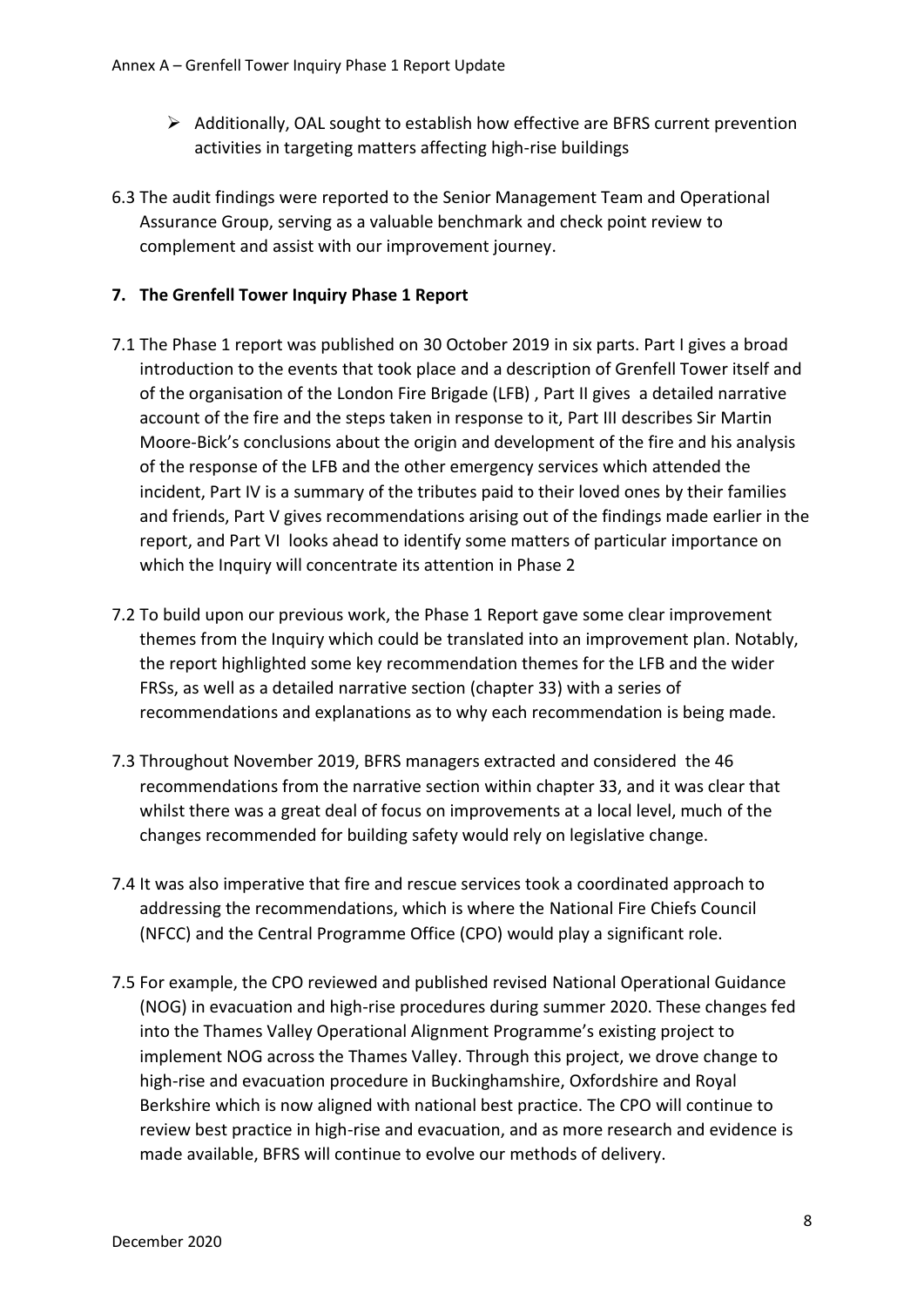- Additionally, OAL sought to establish how effective are BFRS current prevention activities in targeting matters affecting high-rise buildings

6.3 The audit findings were reported to the Senior Management Team and Operational Assurance Group, serving as a valuable benchmark and check point review to complement and assist with our improvement journey.

**7. The Grenfell Tower Inquiry Phase 1 Report**

7.1 The Phase 1 report was published on 30 October 2019 in six parts. Part I gives a broad introduction to the events that took place and a description of Grenfell Tower itself and of the organisation of the London Fire Brigade (LFB) , Part II gives a detailed narrative account of the fire and the steps taken in response to it, Part III describes Sir Martin Moore-Bick's conclusions about the origin and development of the fire and his analysis of the response of the LFB and the other emergency services which attended the incident, Part IV is a summary of the tributes paid to their loved ones by their families and friends, Part V gives recommendations arising out of the findings made earlier in the report, and Part VI looks ahead to identify some matters of particular importance on which the Inquiry will concentrate its attention in Phase 2

7.2 To build upon our previous work, the Phase 1 Report gave some clear improvement themes from the Inquiry which could be translated into an improvement plan. Notably, the report highlighted some key recommendation themes for the LFB and the wider FRSs, as well as a detailed narrative section (chapter 33) with a series of recommendations and explanations as to why each recommendation is being made.

7.3 Throughout November 2019, BFRS managers extracted and considered the 46 recommendations from the narrative section within chapter 33, and it was clear that whilst there was a great deal of focus on improvements at a local level, much of the changes recommended for building safety would rely on legislative change.

7.4 It was also imperative that fire and rescue services took a coordinated approach to addressing the recommendations, which is where the National Fire Chiefs Council (NFCC) and the Central Programme Office (CPO) would play a significant role.

7.5 For example, the CPO reviewed and published revised National Operational Guidance (NOG) in evacuation and high-rise procedures during summer 2020. These changes fed into the Thames Valley Operational Alignment Programme's existing project to implement NOG across the Thames Valley. Through this project, we drove change to high-rise and evacuation procedure in Buckinghamshire, Oxfordshire and Royal Berkshire which is now aligned with national best practice. The CPO will continue to review best practice in high-rise and evacuation, and as more research and evidence is made available, BFRS will continue to evolve our methods of delivery.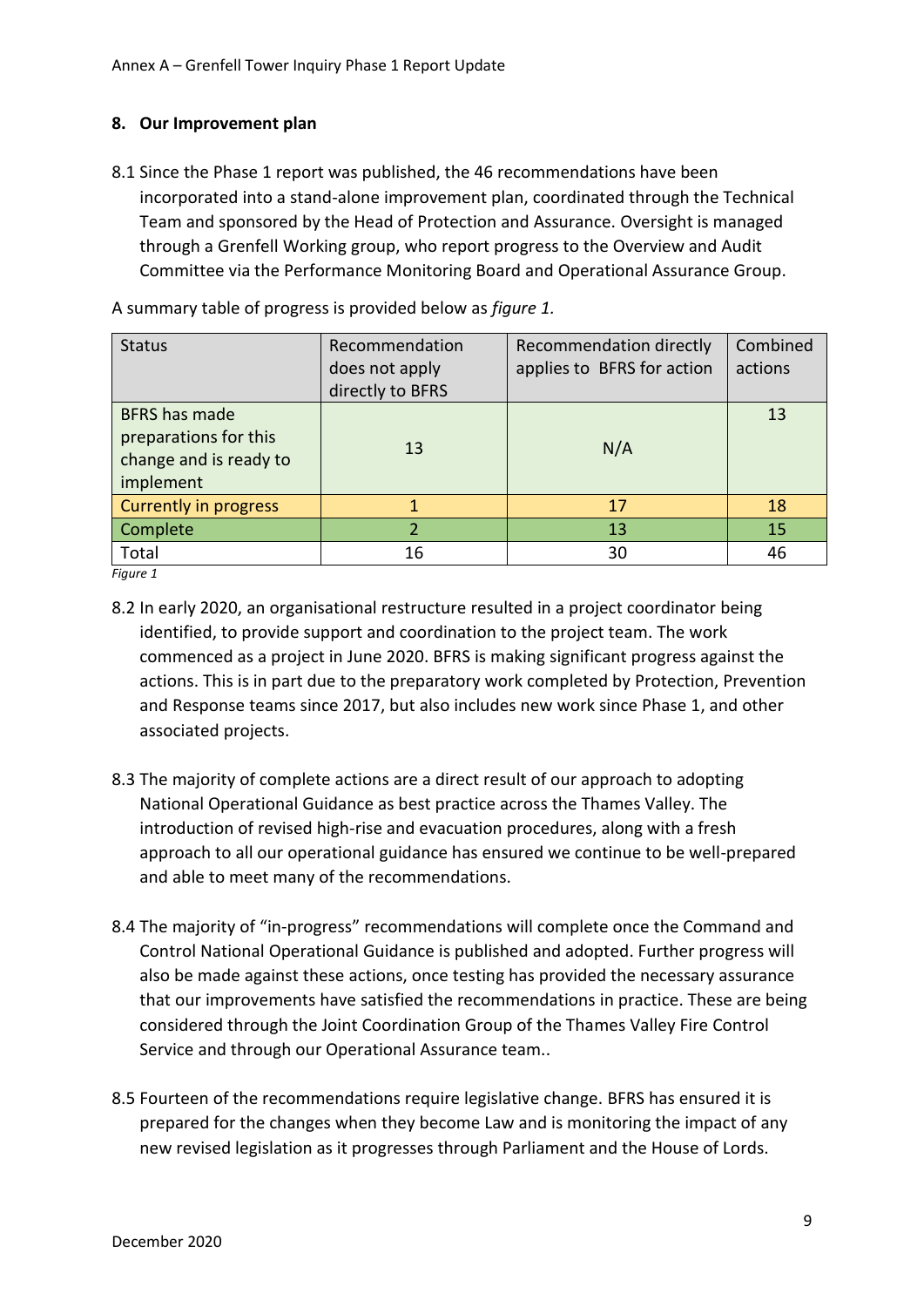## 8. Our Improvement plan

8.1 Since the Phase 1 report was published, the 46 recommendations have been incorporated into a stand-alone improvement plan, coordinated through the Technical Team and sponsored by the Head of Protection and Assurance. Oversight is managed through a Grenfell Working group, who report progress to the Overview and Audit Committee via the Performance Monitoring Board and Operational Assurance Group.

A summary table of progress is provided below as *figure 1.*

| Status | Recommendation does not apply directly to BFRS | Recommendation directly applies to BFRS for action | Combined actions |
|---|---|---|---|
| BFRS has made preparations for this change and is ready to implement | 13 | N/A | 13 |
| Currently in progress | 1 | 17 | 18 |
| Complete | 2 | 13 | 15 |
| Total | 16 | 30 | 46 |

*Figure 1*

8.2 In early 2020, an organisational restructure resulted in a project coordinator being identified, to provide support and coordination to the project team. The work commenced as a project in June 2020. BFRS is making significant progress against the actions. This is in part due to the preparatory work completed by Protection, Prevention and Response teams since 2017, but also includes new work since Phase 1, and other associated projects.

8.3 The majority of complete actions are a direct result of our approach to adopting National Operational Guidance as best practice across the Thames Valley. The introduction of revised high-rise and evacuation procedures, along with a fresh approach to all our operational guidance has ensured we continue to be well-prepared and able to meet many of the recommendations.

8.4 The majority of "in-progress" recommendations will complete once the Command and Control National Operational Guidance is published and adopted. Further progress will also be made against these actions, once testing has provided the necessary assurance that our improvements have satisfied the recommendations in practice. These are being considered through the Joint Coordination Group of the Thames Valley Fire Control Service and through our Operational Assurance team..

8.5 Fourteen of the recommendations require legislative change. BFRS has ensured it is prepared for the changes when they become Law and is monitoring the impact of any new revised legislation as it progresses through Parliament and the House of Lords.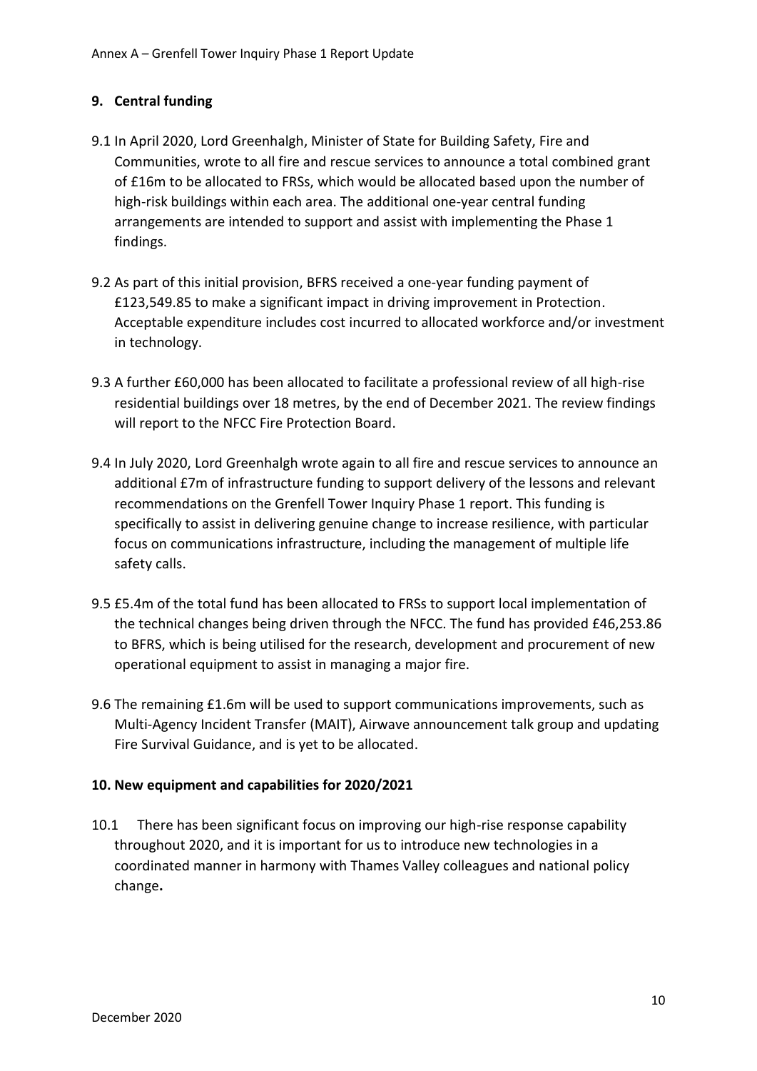## 9. Central funding

9.1 In April 2020, Lord Greenhalgh, Minister of State for Building Safety, Fire and Communities, wrote to all fire and rescue services to announce a total combined grant of £16m to be allocated to FRSs, which would be allocated based upon the number of high-risk buildings within each area. The additional one-year central funding arrangements are intended to support and assist with implementing the Phase 1 findings.

9.2 As part of this initial provision, BFRS received a one-year funding payment of £123,549.85 to make a significant impact in driving improvement in Protection. Acceptable expenditure includes cost incurred to allocated workforce and/or investment in technology.

9.3 A further £60,000 has been allocated to facilitate a professional review of all high-rise residential buildings over 18 metres, by the end of December 2021. The review findings will report to the NFCC Fire Protection Board.

9.4 In July 2020, Lord Greenhalgh wrote again to all fire and rescue services to announce an additional £7m of infrastructure funding to support delivery of the lessons and relevant recommendations on the Grenfell Tower Inquiry Phase 1 report. This funding is specifically to assist in delivering genuine change to increase resilience, with particular focus on communications infrastructure, including the management of multiple life safety calls.

9.5 £5.4m of the total fund has been allocated to FRSs to support local implementation of the technical changes being driven through the NFCC. The fund has provided £46,253.86 to BFRS, which is being utilised for the research, development and procurement of new operational equipment to assist in managing a major fire.

9.6 The remaining £1.6m will be used to support communications improvements, such as Multi-Agency Incident Transfer (MAIT), Airwave announcement talk group and updating Fire Survival Guidance, and is yet to be allocated.

## 10. New equipment and capabilities for 2020/2021

10.1 There has been significant focus on improving our high-rise response capability throughout 2020, and it is important for us to introduce new technologies in a coordinated manner in harmony with Thames Valley colleagues and national policy change**.**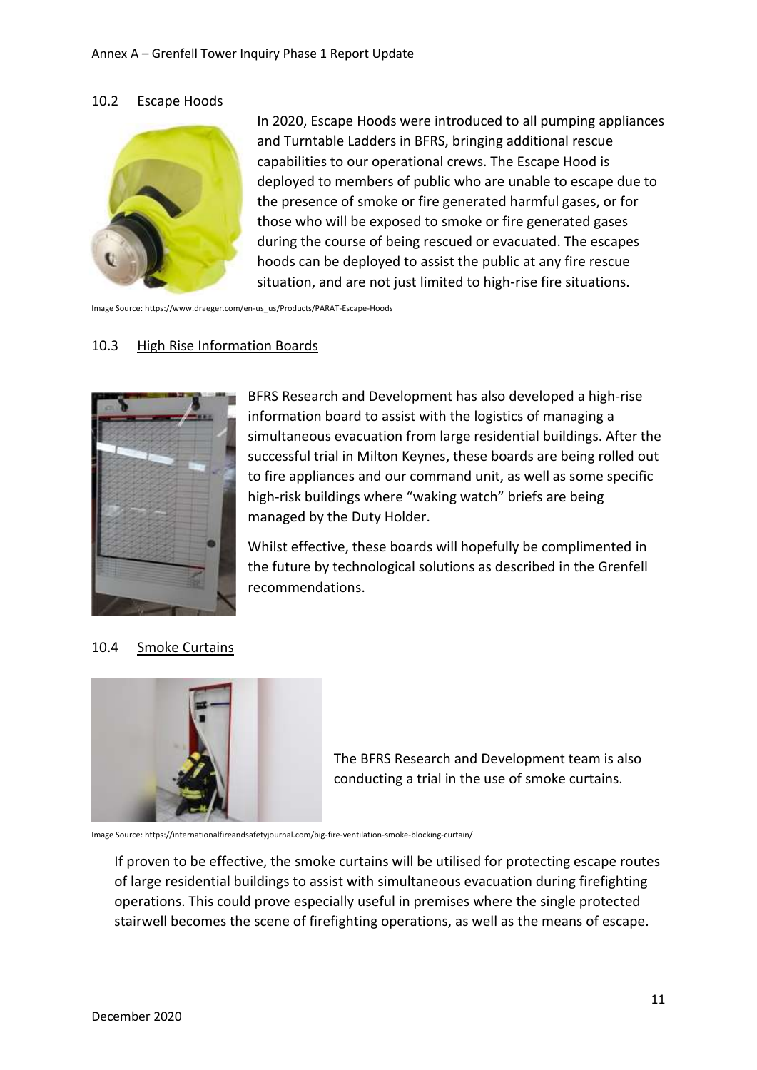## 10.2 Escape Hoods

In 2020, Escape Hoods were introduced to all pumping appliances and Turntable Ladders in BFRS, bringing additional rescue capabilities to our operational crews. The Escape Hood is deployed to members of public who are unable to escape due to the presence of smoke or fire generated harmful gases, or for those who will be exposed to smoke or fire generated gases during the course of being rescued or evacuated. The escapes hoods can be deployed to assist the public at any fire rescue situation, and are not just limited to high-rise fire situations.

Image Source: https://www.draeger.com/en-us_us/Products/PARAT-Escape-Hoods

## 10.3 High Rise Information Boards

BFRS Research and Development has also developed a high-rise information board to assist with the logistics of managing a simultaneous evacuation from large residential buildings. After the successful trial in Milton Keynes, these boards are being rolled out to fire appliances and our command unit, as well as some specific high-risk buildings where "waking watch" briefs are being managed by the Duty Holder.

Whilst effective, these boards will hopefully be complimented in the future by technological solutions as described in the Grenfell recommendations.

## 10.4 Smoke Curtains

The BFRS Research and Development team is also conducting a trial in the use of smoke curtains.

Image Source: https://internationalfireandsafetyjournal.com/big-fire-ventilation-smoke-blocking-curtain/

If proven to be effective, the smoke curtains will be utilised for protecting escape routes of large residential buildings to assist with simultaneous evacuation during firefighting operations. This could prove especially useful in premises where the single protected stairwell becomes the scene of firefighting operations, as well as the means of escape.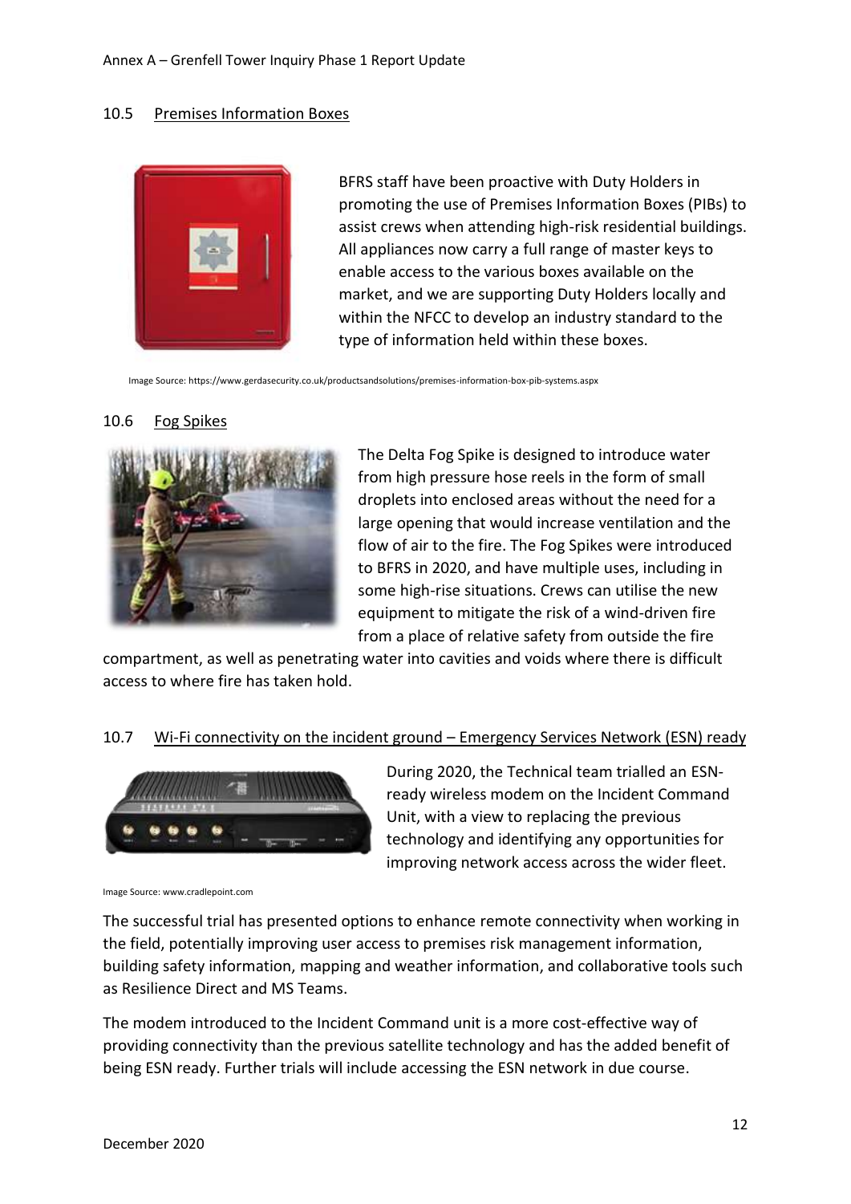### 10.5 Premises Information Boxes

BFRS staff have been proactive with Duty Holders in promoting the use of Premises Information Boxes (PIBs) to assist crews when attending high-risk residential buildings. All appliances now carry a full range of master keys to enable access to the various boxes available on the market, and we are supporting Duty Holders locally and within the NFCC to develop an industry standard to the type of information held within these boxes.

Image Source: https://www.gerdasecurity.co.uk/productsandsolutions/premises-information-box-pib-systems.aspx

### 10.6 Fog Spikes

The Delta Fog Spike is designed to introduce water from high pressure hose reels in the form of small droplets into enclosed areas without the need for a large opening that would increase ventilation and the flow of air to the fire. The Fog Spikes were introduced to BFRS in 2020, and have multiple uses, including in some high-rise situations. Crews can utilise the new equipment to mitigate the risk of a wind-driven fire from a place of relative safety from outside the fire compartment, as well as penetrating water into cavities and voids where there is difficult access to where fire has taken hold.

### 10.7 Wi-Fi connectivity on the incident ground – Emergency Services Network (ESN) ready

During 2020, the Technical team trialled an ESN-ready wireless modem on the Incident Command Unit, with a view to replacing the previous technology and identifying any opportunities for improving network access across the wider fleet.

Image Source: www.cradlepoint.com

The successful trial has presented options to enhance remote connectivity when working in the field, potentially improving user access to premises risk management information, building safety information, mapping and weather information, and collaborative tools such as Resilience Direct and MS Teams.

The modem introduced to the Incident Command unit is a more cost-effective way of providing connectivity than the previous satellite technology and has the added benefit of being ESN ready. Further trials will include accessing the ESN network in due course.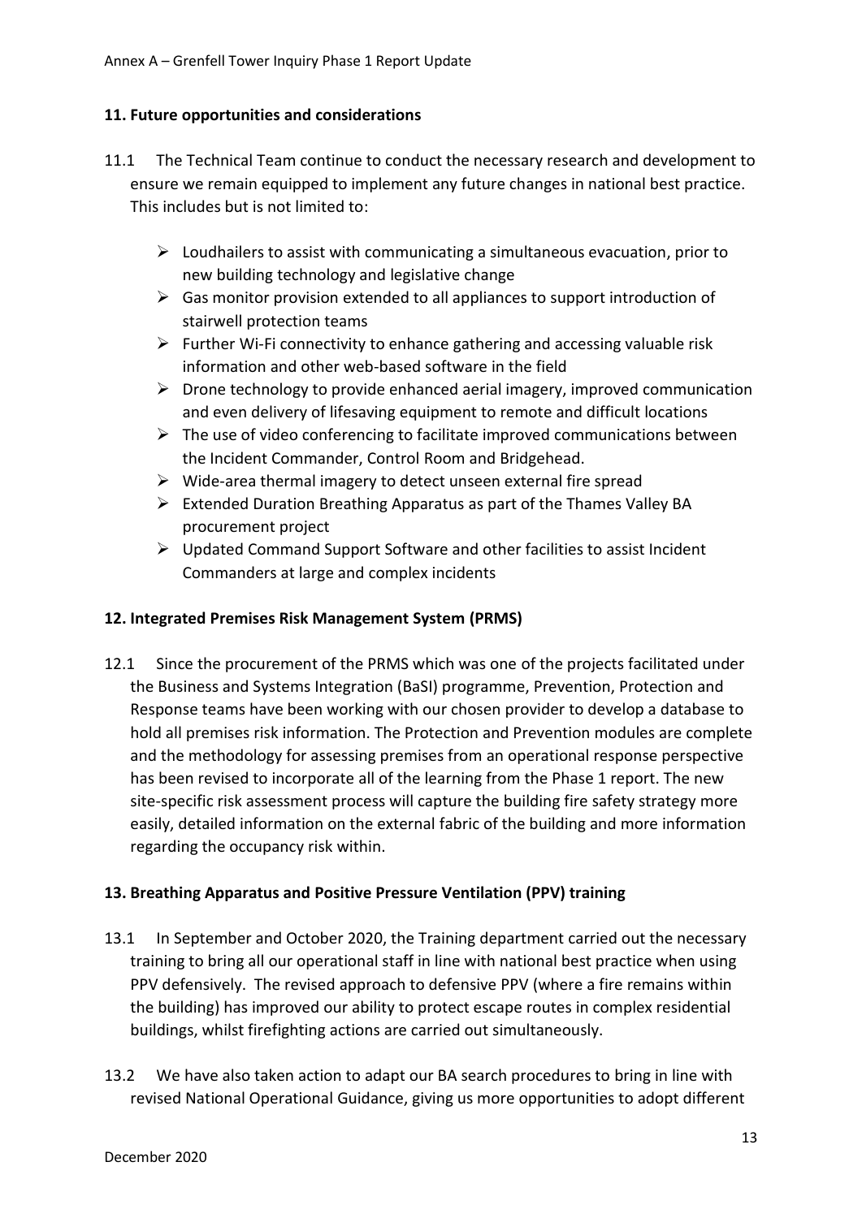## 11. Future opportunities and considerations

11.1 The Technical Team continue to conduct the necessary research and development to ensure we remain equipped to implement any future changes in national best practice. This includes but is not limited to:

- Loudhailers to assist with communicating a simultaneous evacuation, prior to new building technology and legislative change
- Gas monitor provision extended to all appliances to support introduction of stairwell protection teams
- Further Wi-Fi connectivity to enhance gathering and accessing valuable risk information and other web-based software in the field
- Drone technology to provide enhanced aerial imagery, improved communication and even delivery of lifesaving equipment to remote and difficult locations
- The use of video conferencing to facilitate improved communications between the Incident Commander, Control Room and Bridgehead.
- Wide-area thermal imagery to detect unseen external fire spread
- Extended Duration Breathing Apparatus as part of the Thames Valley BA procurement project
- Updated Command Support Software and other facilities to assist Incident Commanders at large and complex incidents

## 12. Integrated Premises Risk Management System (PRMS)

12.1 Since the procurement of the PRMS which was one of the projects facilitated under the Business and Systems Integration (BaSI) programme, Prevention, Protection and Response teams have been working with our chosen provider to develop a database to hold all premises risk information. The Protection and Prevention modules are complete and the methodology for assessing premises from an operational response perspective has been revised to incorporate all of the learning from the Phase 1 report. The new site-specific risk assessment process will capture the building fire safety strategy more easily, detailed information on the external fabric of the building and more information regarding the occupancy risk within.

## 13. Breathing Apparatus and Positive Pressure Ventilation (PPV) training

13.1 In September and October 2020, the Training department carried out the necessary training to bring all our operational staff in line with national best practice when using PPV defensively. The revised approach to defensive PPV (where a fire remains within the building) has improved our ability to protect escape routes in complex residential buildings, whilst firefighting actions are carried out simultaneously.

13.2 We have also taken action to adapt our BA search procedures to bring in line with revised National Operational Guidance, giving us more opportunities to adopt different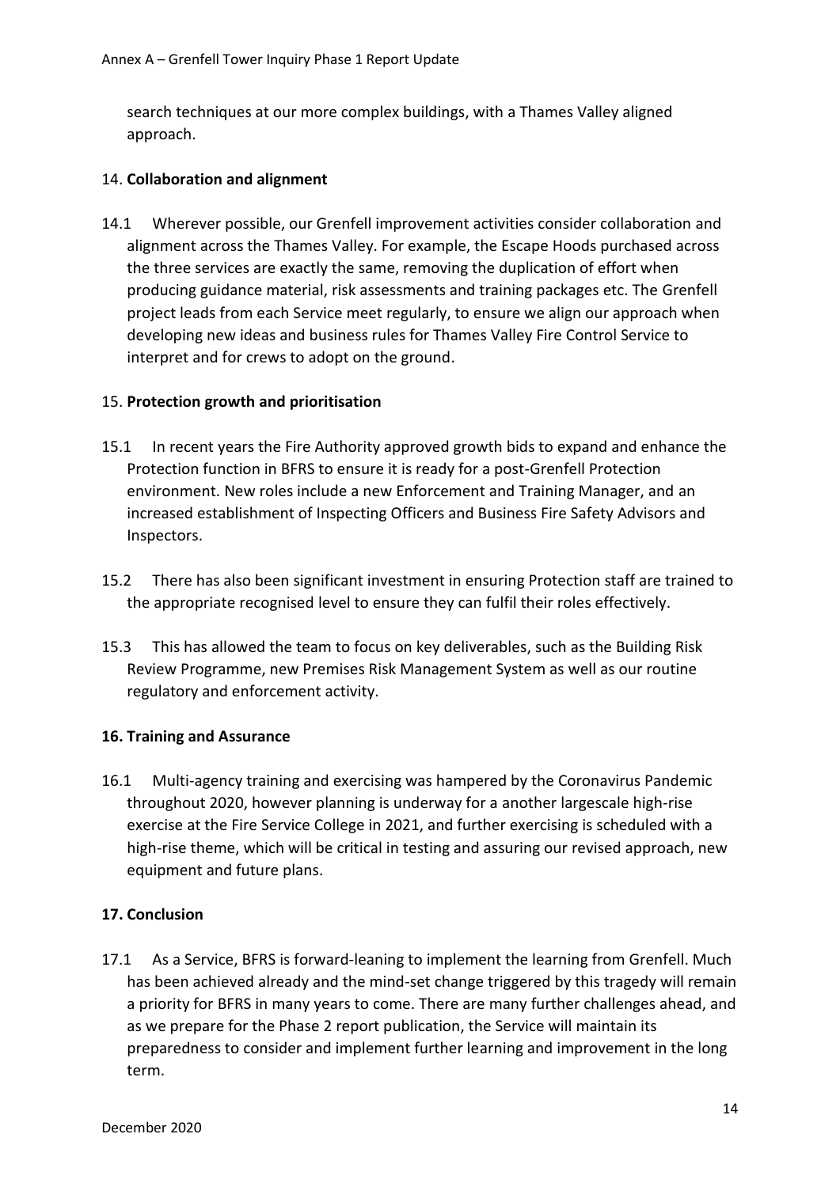search techniques at our more complex buildings, with a Thames Valley aligned approach.

## 14. **Collaboration and alignment**

14.1 Wherever possible, our Grenfell improvement activities consider collaboration and alignment across the Thames Valley. For example, the Escape Hoods purchased across the three services are exactly the same, removing the duplication of effort when producing guidance material, risk assessments and training packages etc. The Grenfell project leads from each Service meet regularly, to ensure we align our approach when developing new ideas and business rules for Thames Valley Fire Control Service to interpret and for crews to adopt on the ground.

## 15. **Protection growth and prioritisation**

15.1 In recent years the Fire Authority approved growth bids to expand and enhance the Protection function in BFRS to ensure it is ready for a post-Grenfell Protection environment. New roles include a new Enforcement and Training Manager, and an increased establishment of Inspecting Officers and Business Fire Safety Advisors and Inspectors.

15.2 There has also been significant investment in ensuring Protection staff are trained to the appropriate recognised level to ensure they can fulfil their roles effectively.

15.3 This has allowed the team to focus on key deliverables, such as the Building Risk Review Programme, new Premises Risk Management System as well as our routine regulatory and enforcement activity.

## **16. Training and Assurance**

16.1 Multi-agency training and exercising was hampered by the Coronavirus Pandemic throughout 2020, however planning is underway for a another largescale high-rise exercise at the Fire Service College in 2021, and further exercising is scheduled with a high-rise theme, which will be critical in testing and assuring our revised approach, new equipment and future plans.

## **17. Conclusion**

17.1 As a Service, BFRS is forward-leaning to implement the learning from Grenfell. Much has been achieved already and the mind-set change triggered by this tragedy will remain a priority for BFRS in many years to come. There are many further challenges ahead, and as we prepare for the Phase 2 report publication, the Service will maintain its preparedness to consider and implement further learning and improvement in the long term.